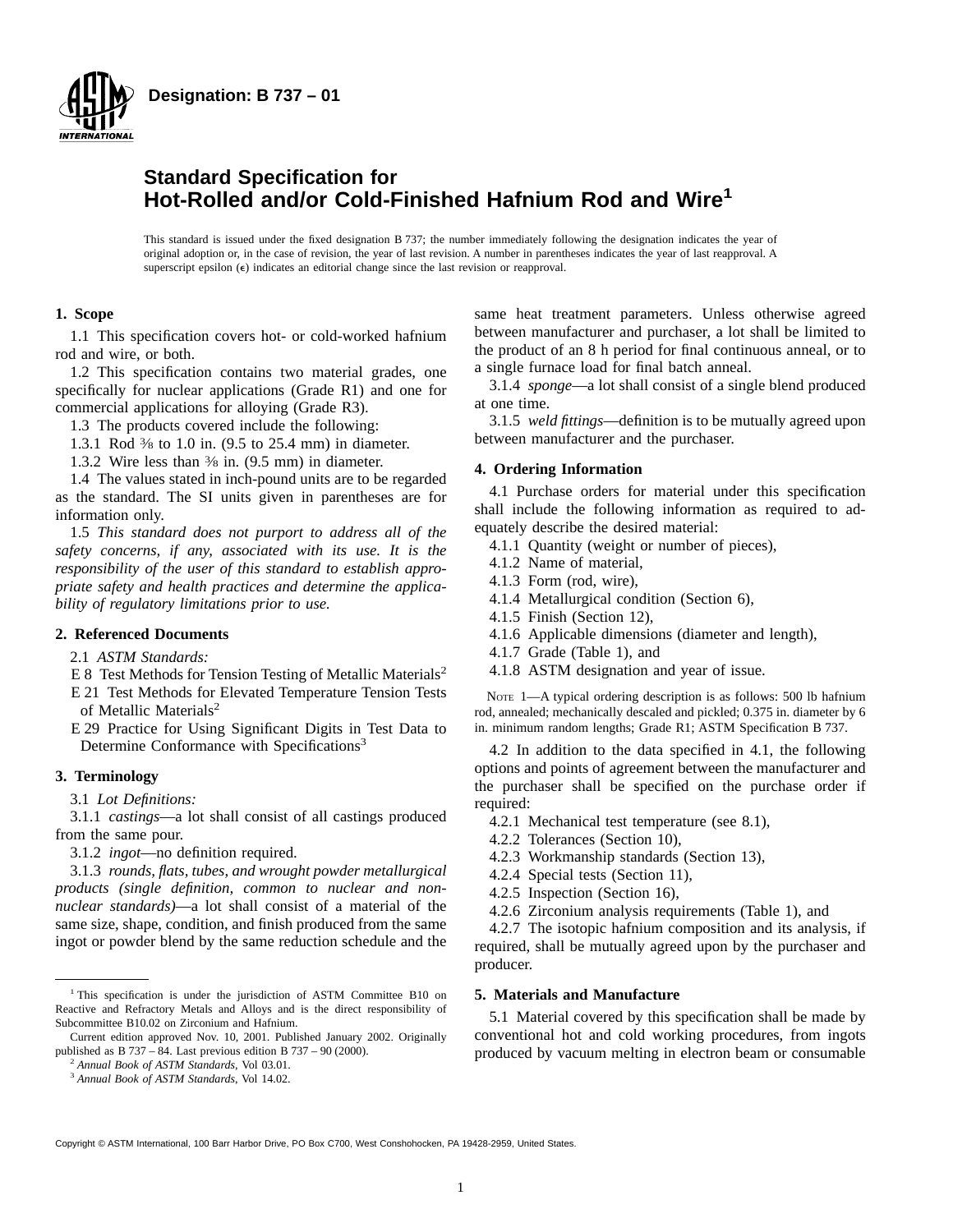**Designation: B 737 – 01**

# Standard Specification for Hot-Rolled and/or Cold-Finished Hafnium Rod and Wire[1]

This standard is issued under the fixed designation B 737; the number immediately following the designation indicates the year of original adoption or, in the case of revision, the year of last revision. A number in parentheses indicates the year of last reapproval. A superscript epsilon (ε) indicates an editorial change since the last revision or reapproval.

## 1. Scope

1.1 This specification covers hot- or cold-worked hafnium rod and wire, or both.

1.2 This specification contains two material grades, one specifically for nuclear applications (Grade R1) and one for commercial applications for alloying (Grade R3).

1.3 The products covered include the following:

1.3.1 Rod ⅜ to 1.0 in. (9.5 to 25.4 mm) in diameter.

1.3.2 Wire less than ⅜ in. (9.5 mm) in diameter.

1.4 The values stated in inch-pound units are to be regarded as the standard. The SI units given in parentheses are for information only.

1.5 *This standard does not purport to address all of the safety concerns, if any, associated with its use. It is the responsibility of the user of this standard to establish appropriate safety and health practices and determine the applicability of regulatory limitations prior to use.*

## 2. Referenced Documents

2.1 *ASTM Standards:*

E 8 Test Methods for Tension Testing of Metallic Materials[2]

E 21 Test Methods for Elevated Temperature Tension Tests of Metallic Materials[2]

E 29 Practice for Using Significant Digits in Test Data to Determine Conformance with Specifications[3]

## 3. Terminology

3.1 *Lot Definitions:*

3.1.1 *castings*—a lot shall consist of all castings produced from the same pour.

3.1.2 *ingot*—no definition required.

3.1.3 *rounds, flats, tubes, and wrought powder metallurgical products (single definition, common to nuclear and non-nuclear standards)*—a lot shall consist of a material of the same size, shape, condition, and finish produced from the same ingot or powder blend by the same reduction schedule and the same heat treatment parameters. Unless otherwise agreed between manufacturer and purchaser, a lot shall be limited to the product of an 8 h period for final continuous anneal, or to a single furnace load for final batch anneal.

3.1.4 *sponge*—a lot shall consist of a single blend produced at one time.

3.1.5 *weld fittings*—definition is to be mutually agreed upon between manufacturer and the purchaser.

## 4. Ordering Information

4.1 Purchase orders for material under this specification shall include the following information as required to adequately describe the desired material:

4.1.1 Quantity (weight or number of pieces),

4.1.2 Name of material,

4.1.3 Form (rod, wire),

4.1.4 Metallurgical condition (Section 6),

4.1.5 Finish (Section 12),

4.1.6 Applicable dimensions (diameter and length),

4.1.7 Grade (Table 1), and

4.1.8 ASTM designation and year of issue.

NOTE 1—A typical ordering description is as follows: 500 lb hafnium rod, annealed; mechanically descaled and pickled; 0.375 in. diameter by 6 in. minimum random lengths; Grade R1; ASTM Specification B 737.

4.2 In addition to the data specified in 4.1, the following options and points of agreement between the manufacturer and the purchaser shall be specified on the purchase order if required:

4.2.1 Mechanical test temperature (see 8.1),

4.2.2 Tolerances (Section 10),

4.2.3 Workmanship standards (Section 13),

4.2.4 Special tests (Section 11),

4.2.5 Inspection (Section 16),

4.2.6 Zirconium analysis requirements (Table 1), and

4.2.7 The isotopic hafnium composition and its analysis, if required, shall be mutually agreed upon by the purchaser and producer.

## 5. Materials and Manufacture

5.1 Material covered by this specification shall be made by conventional hot and cold working procedures, from ingots produced by vacuum melting in electron beam or consumable

---

[1] This specification is under the jurisdiction of ASTM Committee B10 on Reactive and Refractory Metals and Alloys and is the direct responsibility of Subcommittee B10.02 on Zirconium and Hafnium.

Current edition approved Nov. 10, 2001. Published January 2002. Originally published as B 737 – 84. Last previous edition B 737 – 90 (2000).

[2] *Annual Book of ASTM Standards*, Vol 03.01.

[3] *Annual Book of ASTM Standards*, Vol 14.02.

Copyright © ASTM International, 100 Barr Harbor Drive, PO Box C700, West Conshohocken, PA 19428-2959, United States.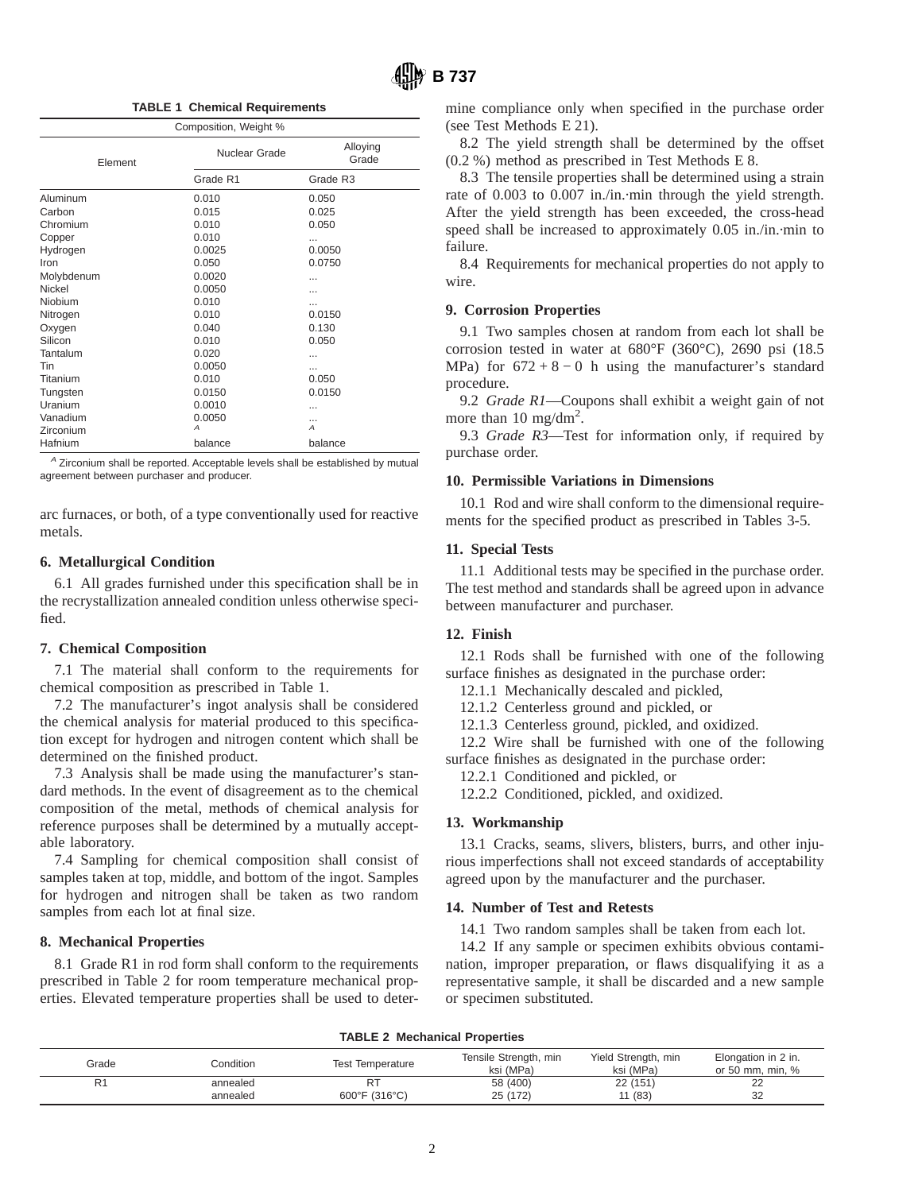**TABLE 1 Chemical Requirements**

| Element | Composition, Weight % | |
|---|---|---|
| | Nuclear Grade | Alloying Grade |
| | Grade R1 | Grade R3 |
| Aluminum | 0.010 | 0.050 |
| Carbon | 0.015 | 0.025 |
| Chromium | 0.010 | 0.050 |
| Copper | 0.010 | ... |
| Hydrogen | 0.0025 | 0.0050 |
| Iron | 0.050 | 0.0750 |
| Molybdenum | 0.0020 | ... |
| Nickel | 0.0050 | ... |
| Niobium | 0.010 | ... |
| Nitrogen | 0.010 | 0.0150 |
| Oxygen | 0.040 | 0.130 |
| Silicon | 0.010 | 0.050 |
| Tantalum | 0.020 | ... |
| Tin | 0.0050 | ... |
| Titanium | 0.010 | 0.050 |
| Tungsten | 0.0150 | 0.0150 |
| Uranium | 0.0010 | ... |
| Vanadium | 0.0050 | ... |
| Zirconium | [A] | [A] |
| Hafnium | balance | balance |

[A] Zirconium shall be reported. Acceptable levels shall be established by mutual agreement between purchaser and producer.

arc furnaces, or both, of a type conventionally used for reactive metals.

## 6. Metallurgical Condition

6.1 All grades furnished under this specification shall be in the recrystallization annealed condition unless otherwise specified.

## 7. Chemical Composition

7.1 The material shall conform to the requirements for chemical composition as prescribed in Table 1.

7.2 The manufacturer's ingot analysis shall be considered the chemical analysis for material produced to this specification except for hydrogen and nitrogen content which shall be determined on the finished product.

7.3 Analysis shall be made using the manufacturer's standard methods. In the event of disagreement as to the chemical composition of the metal, methods of chemical analysis for reference purposes shall be determined by a mutually acceptable laboratory.

7.4 Sampling for chemical composition shall consist of samples taken at top, middle, and bottom of the ingot. Samples for hydrogen and nitrogen shall be taken as two random samples from each lot at final size.

## 8. Mechanical Properties

8.1 Grade R1 in rod form shall conform to the requirements prescribed in Table 2 for room temperature mechanical properties. Elevated temperature properties shall be used to determine compliance only when specified in the purchase order (see Test Methods E 21).

8.2 The yield strength shall be determined by the offset (0.2 %) method as prescribed in Test Methods E 8.

8.3 The tensile properties shall be determined using a strain rate of 0.003 to 0.007 in./in.·min through the yield strength. After the yield strength has been exceeded, the cross-head speed shall be increased to approximately 0.05 in./in.·min to failure.

8.4 Requirements for mechanical properties do not apply to wire.

## 9. Corrosion Properties

9.1 Two samples chosen at random from each lot shall be corrosion tested in water at 680°F (360°C), 2690 psi (18.5 MPa) for $672 + 8 - 0$ h using the manufacturer's standard procedure.

9.2 *Grade R1*—Coupons shall exhibit a weight gain of not more than 10 mg/dm$^2$.

9.3 *Grade R3*—Test for information only, if required by purchase order.

## 10. Permissible Variations in Dimensions

10.1 Rod and wire shall conform to the dimensional requirements for the specified product as prescribed in Tables 3-5.

## 11. Special Tests

11.1 Additional tests may be specified in the purchase order. The test method and standards shall be agreed upon in advance between manufacturer and purchaser.

## 12. Finish

12.1 Rods shall be furnished with one of the following surface finishes as designated in the purchase order:

12.1.1 Mechanically descaled and pickled,

12.1.2 Centerless ground and pickled, or

12.1.3 Centerless ground, pickled, and oxidized.

12.2 Wire shall be furnished with one of the following surface finishes as designated in the purchase order:

12.2.1 Conditioned and pickled, or

12.2.2 Conditioned, pickled, and oxidized.

## 13. Workmanship

13.1 Cracks, seams, slivers, blisters, burrs, and other injurious imperfections shall not exceed standards of acceptability agreed upon by the manufacturer and the purchaser.

## 14. Number of Test and Retests

14.1 Two random samples shall be taken from each lot.

14.2 If any sample or specimen exhibits obvious contamination, improper preparation, or flaws disqualifying it as a representative sample, it shall be discarded and a new sample or specimen substituted.

**TABLE 2 Mechanical Properties**

| Grade | Condition | Test Temperature | Tensile Strength, min ksi (MPa) | Yield Strength, min ksi (MPa) | Elongation in 2 in. or 50 mm, min, % |
|---|---|---|---|---|---|
| R1 | annealed | RT | 58 (400) | 22 (151) | 22 |
| | annealed | 600°F (316°C) | 25 (172) | 11 (83) | 32 |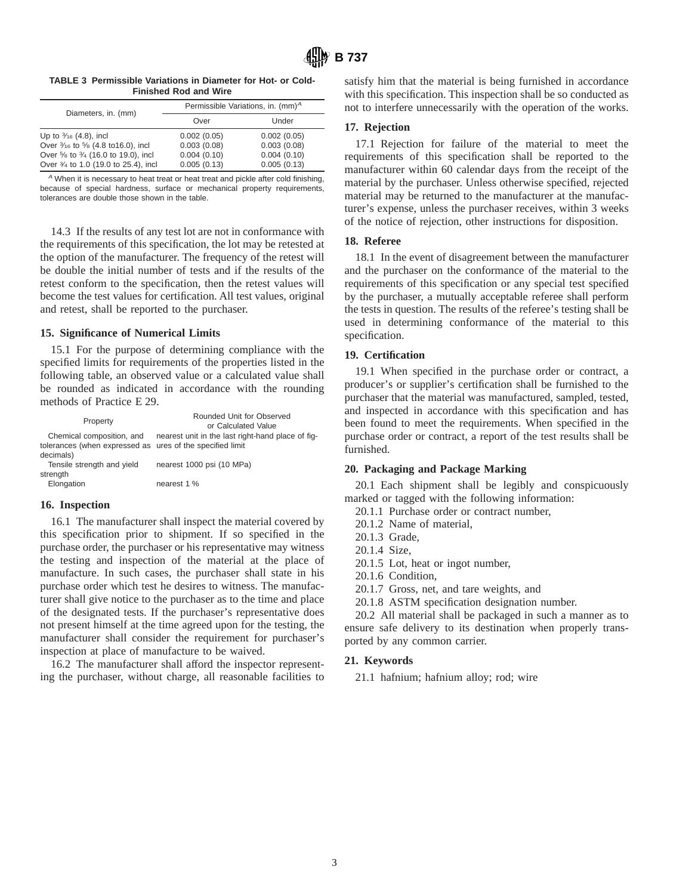**TABLE 3 Permissible Variations in Diameter for Hot- or Cold-Finished Rod and Wire**

| Diameters, in. (mm) | Permissible Variations, in. (mm)[A] | |
|---|---|---|
| | Over | Under |
| Up to 3⁄16 (4.8), incl | 0.002 (0.05) | 0.002 (0.05) |
| Over 3⁄16 to 5⁄8 (4.8 to16.0), incl | 0.003 (0.08) | 0.003 (0.08) |
| Over 5⁄8 to 3⁄4 (16.0 to 19.0), incl | 0.004 (0.10) | 0.004 (0.10) |
| Over 3⁄4 to 1.0 (19.0 to 25.4), incl | 0.005 (0.13) | 0.005 (0.13) |

[A] When it is necessary to heat treat or heat treat and pickle after cold finishing, because of special hardness, surface or mechanical property requirements, tolerances are double those shown in the table.

14.3 If the results of any test lot are not in conformance with the requirements of this specification, the lot may be retested at the option of the manufacturer. The frequency of the retest will be double the initial number of tests and if the results of the retest conform to the specification, then the retest values will become the test values for certification. All test values, original and retest, shall be reported to the purchaser.

## 15. Significance of Numerical Limits

15.1 For the purpose of determining compliance with the specified limits for requirements of the properties listed in the following table, an observed value or a calculated value shall be rounded as indicated in accordance with the rounding methods of Practice E 29.

| Property | Rounded Unit for Observed or Calculated Value |
|---|---|
| Chemical composition, and tolerances (when expressed as decimals) | nearest unit in the last right-hand place of figures of the specified limit |
| Tensile strength and yield strength | nearest 1000 psi (10 MPa) |
| Elongation | nearest 1 % |

## 16. Inspection

16.1 The manufacturer shall inspect the material covered by this specification prior to shipment. If so specified in the purchase order, the purchaser or his representative may witness the testing and inspection of the material at the place of manufacture. In such cases, the purchaser shall state in his purchase order which test he desires to witness. The manufacturer shall give notice to the purchaser as to the time and place of the designated tests. If the purchaser's representative does not present himself at the time agreed upon for the testing, the manufacturer shall consider the requirement for purchaser's inspection at place of manufacture to be waived.

16.2 The manufacturer shall afford the inspector representing the purchaser, without charge, all reasonable facilities to satisfy him that the material is being furnished in accordance with this specification. This inspection shall be so conducted as not to interfere unnecessarily with the operation of the works.

## 17. Rejection

17.1 Rejection for failure of the material to meet the requirements of this specification shall be reported to the manufacturer within 60 calendar days from the receipt of the material by the purchaser. Unless otherwise specified, rejected material may be returned to the manufacturer at the manufacturer's expense, unless the purchaser receives, within 3 weeks of the notice of rejection, other instructions for disposition.

## 18. Referee

18.1 In the event of disagreement between the manufacturer and the purchaser on the conformance of the material to the requirements of this specification or any special test specified by the purchaser, a mutually acceptable referee shall perform the tests in question. The results of the referee's testing shall be used in determining conformance of the material to this specification.

## 19. Certification

19.1 When specified in the purchase order or contract, a producer's or supplier's certification shall be furnished to the purchaser that the material was manufactured, sampled, tested, and inspected in accordance with this specification and has been found to meet the requirements. When specified in the purchase order or contract, a report of the test results shall be furnished.

## 20. Packaging and Package Marking

20.1 Each shipment shall be legibly and conspicuously marked or tagged with the following information:

20.1.1 Purchase order or contract number,

20.1.2 Name of material,

20.1.3 Grade,

20.1.4 Size,

20.1.5 Lot, heat or ingot number,

20.1.6 Condition,

20.1.7 Gross, net, and tare weights, and

20.1.8 ASTM specification designation number.

20.2 All material shall be packaged in such a manner as to ensure safe delivery to its destination when properly transported by any common carrier.

## 21. Keywords

21.1 hafnium; hafnium alloy; rod; wire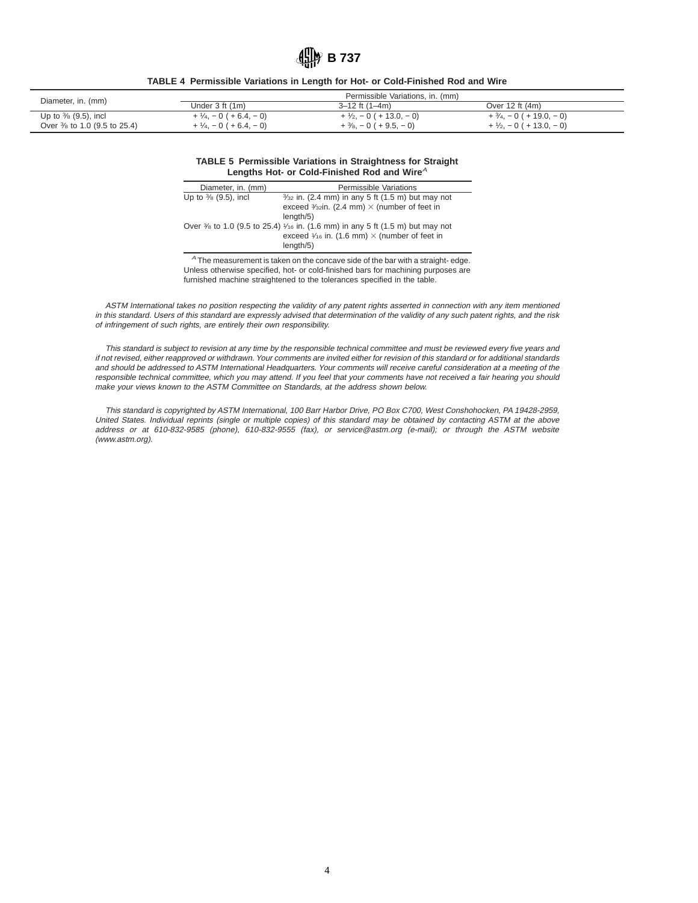**TABLE 4 Permissible Variations in Length for Hot- or Cold-Finished Rod and Wire**

| Diameter, in. (mm) | Permissible Variations, in. (mm) | | |
| --- | --- | --- | --- |
| | Under 3 ft (1m) | 3–12 ft (1–4m) | Over 12 ft (4m) |
| Up to ⅜ (9.5), incl | + ¼, − 0 ( + 6.4, − 0) | + ½, − 0 ( + 13.0, − 0) | + ¾, − 0 ( + 19.0, − 0) |
| Over ⅜ to 1.0 (9.5 to 25.4) | + ¼, − 0 ( + 6.4, − 0) | + ⅜, − 0 ( + 9.5, − 0) | + ½, − 0 ( + 13.0, − 0) |

**TABLE 5 Permissible Variations in Straightness for Straight Lengths Hot- or Cold-Finished Rod and Wire[A]**

| Diameter, in. (mm) | Permissible Variations |
| --- | --- |
| Up to ⅜ (9.5), incl | 3⁄32 in. (2.4 mm) in any 5 ft (1.5 m) but may not exceed 3⁄32in. (2.4 mm) × (number of feet in length/5) |
| Over ⅜ to 1.0 (9.5 to 25.4) | 1⁄16 in. (1.6 mm) in any 5 ft (1.5 m) but may not exceed 1⁄16 in. (1.6 mm) × (number of feet in length/5) |

[A] The measurement is taken on the concave side of the bar with a straight- edge. Unless otherwise specified, hot- or cold-finished bars for machining purposes are furnished machine straightened to the tolerances specified in the table.

*ASTM International takes no position respecting the validity of any patent rights asserted in connection with any item mentioned in this standard. Users of this standard are expressly advised that determination of the validity of any such patent rights, and the risk of infringement of such rights, are entirely their own responsibility.*

*This standard is subject to revision at any time by the responsible technical committee and must be reviewed every five years and if not revised, either reapproved or withdrawn. Your comments are invited either for revision of this standard or for additional standards and should be addressed to ASTM International Headquarters. Your comments will receive careful consideration at a meeting of the responsible technical committee, which you may attend. If you feel that your comments have not received a fair hearing you should make your views known to the ASTM Committee on Standards, at the address shown below.*

*This standard is copyrighted by ASTM International, 100 Barr Harbor Drive, PO Box C700, West Conshohocken, PA 19428-2959, United States. Individual reprints (single or multiple copies) of this standard may be obtained by contacting ASTM at the above address or at 610-832-9585 (phone), 610-832-9555 (fax), or service@astm.org (e-mail); or through the ASTM website (www.astm.org).*